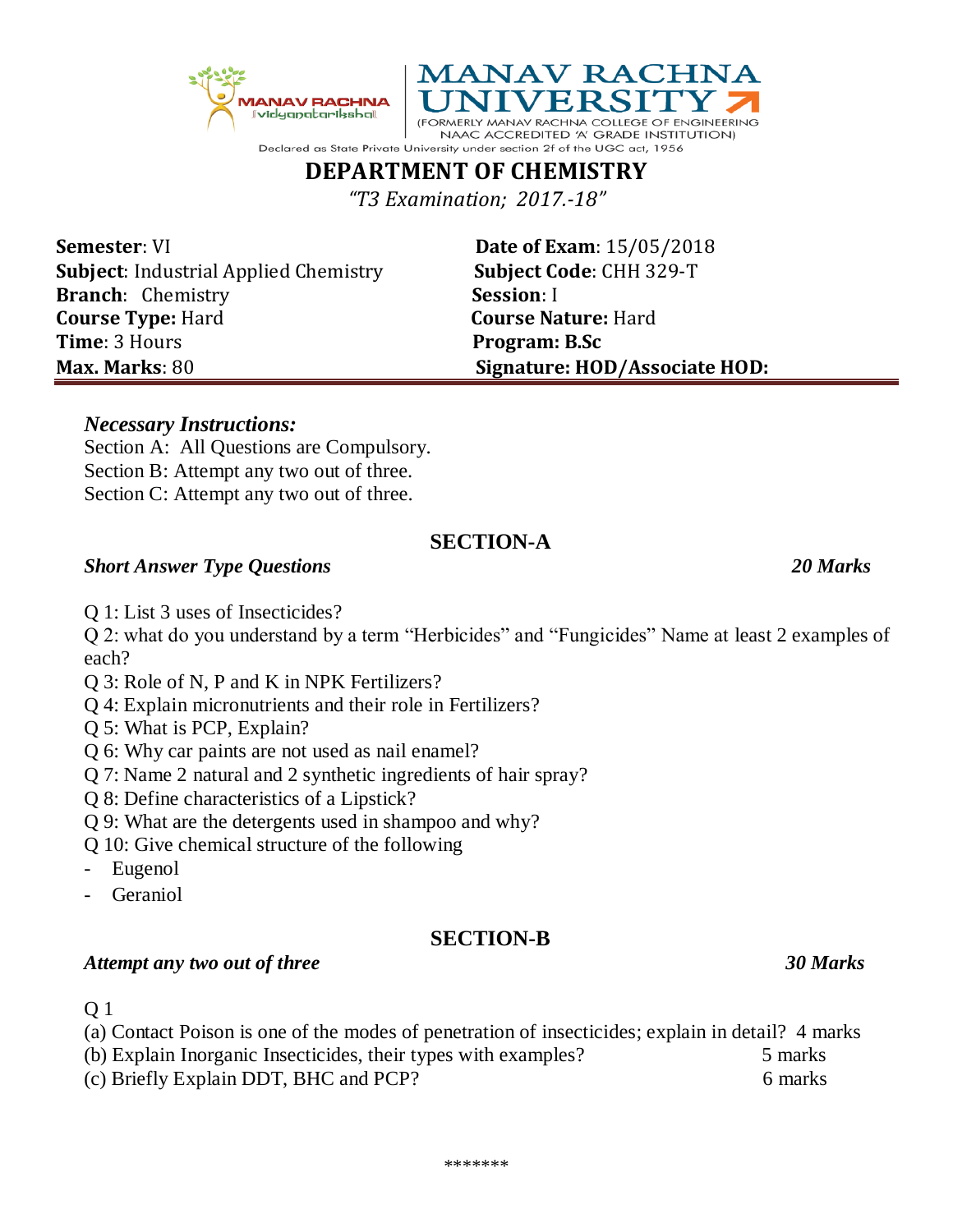MANAV RACHNA UNIVERSITY

(FORMERLY MANAV RACHNA COLLEGE OF ENGINEERING NAAC ACCREDITED 'A' GRADE INSTITUTION)

Declared as State Private University under section 2f of the UGC act, 1956

# DEPARTMENT OF CHEMISTRY

*"T3 Examination; 2017.-18"*

**Semester**: VI
**Date of Exam**: 15/05/2018
**Subject**: Industrial Applied Chemistry
**Subject Code**: CHH 329-T
**Branch**: Chemistry
**Session**: I
**Course Type:** Hard
**Course Nature:** Hard
**Time**: 3 Hours
**Program: B.Sc**
**Max. Marks**: 80
**Signature: HOD/Associate HOD:**

***Necessary Instructions:***

Section A: All Questions are Compulsory.
Section B: Attempt any two out of three.
Section C: Attempt any two out of three.

## SECTION-A

***Short Answer Type Questions*** ***20 Marks***

Q 1: List 3 uses of Insecticides?
Q 2: what do you understand by a term "Herbicides" and "Fungicides" Name at least 2 examples of each?
Q 3: Role of N, P and K in NPK Fertilizers?
Q 4: Explain micronutrients and their role in Fertilizers?
Q 5: What is PCP, Explain?
Q 6: Why car paints are not used as nail enamel?
Q 7: Name 2 natural and 2 synthetic ingredients of hair spray?
Q 8: Define characteristics of a Lipstick?
Q 9: What are the detergents used in shampoo and why?
Q 10: Give chemical structure of the following

- Eugenol
- Geraniol

## SECTION-B

***Attempt any two out of three*** ***30 Marks***

Q 1

(a) Contact Poison is one of the modes of penetration of insecticides; explain in detail? 4 marks
(b) Explain Inorganic Insecticides, their types with examples? 5 marks
(c) Briefly Explain DDT, BHC and PCP? 6 marks

*******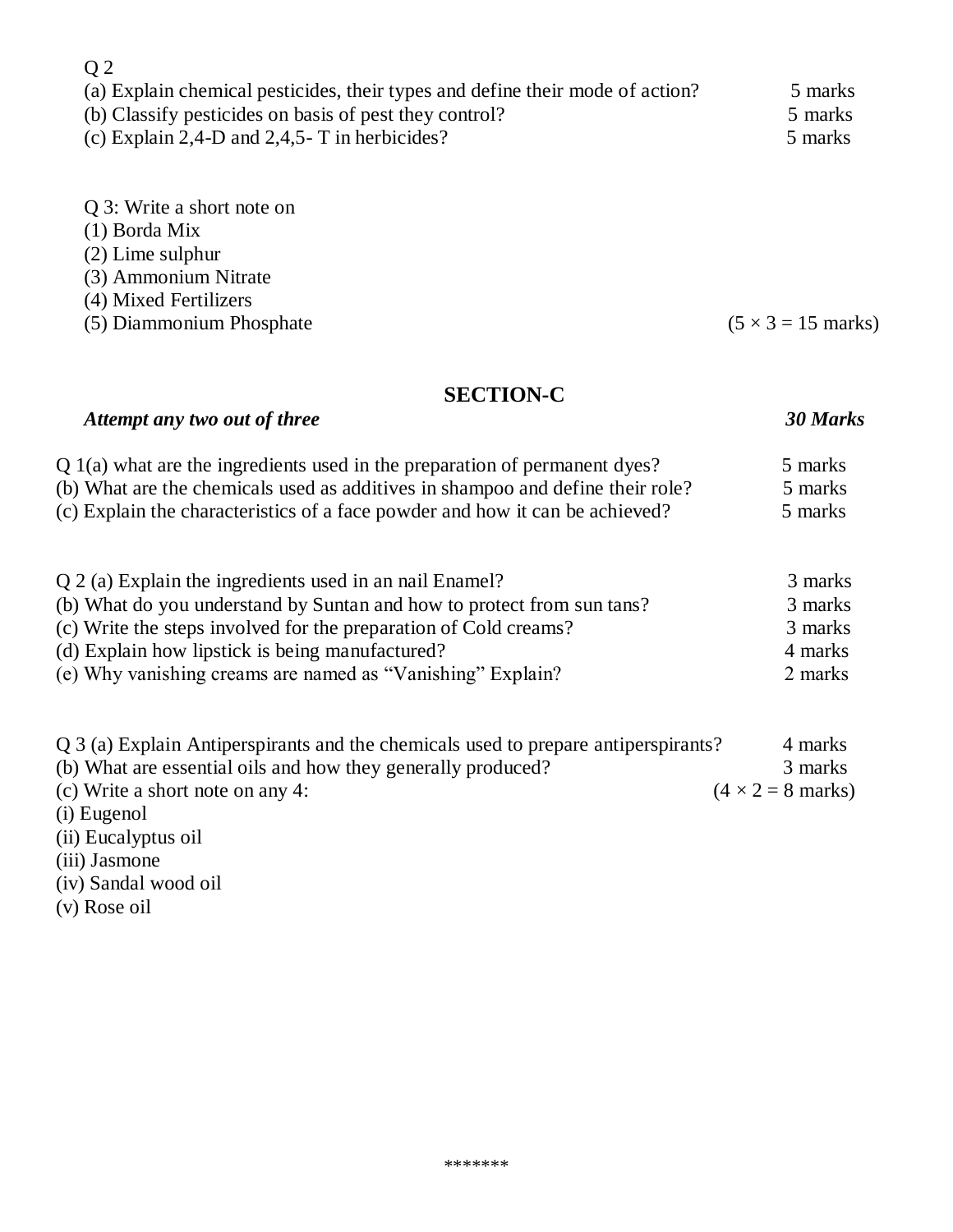Q 2

(a) Explain chemical pesticides, their types and define their mode of action? 5 marks

(b) Classify pesticides on basis of pest they control? 5 marks

(c) Explain 2,4-D and 2,4,5- T in herbicides? 5 marks

Q 3: Write a short note on

(1) Borda Mix

(2) Lime sulphur

(3) Ammonium Nitrate

(4) Mixed Fertilizers

(5) Diammonium Phosphate (5 × 3 = 15 marks)

## SECTION-C

***Attempt any two out of three*** ***30 Marks***

Q 1(a) what are the ingredients used in the preparation of permanent dyes? 5 marks

(b) What are the chemicals used as additives in shampoo and define their role? 5 marks

(c) Explain the characteristics of a face powder and how it can be achieved? 5 marks

Q 2 (a) Explain the ingredients used in an nail Enamel? 3 marks

(b) What do you understand by Suntan and how to protect from sun tans? 3 marks

(c) Write the steps involved for the preparation of Cold creams? 3 marks

(d) Explain how lipstick is being manufactured? 4 marks

(e) Why vanishing creams are named as "Vanishing" Explain? 2 marks

Q 3 (a) Explain Antiperspirants and the chemicals used to prepare antiperspirants? 4 marks

(b) What are essential oils and how they generally produced? 3 marks

(c) Write a short note on any 4: (4 × 2 = 8 marks)

(i) Eugenol

(ii) Eucalyptus oil

(iii) Jasmone

(iv) Sandal wood oil

(v) Rose oil

*******